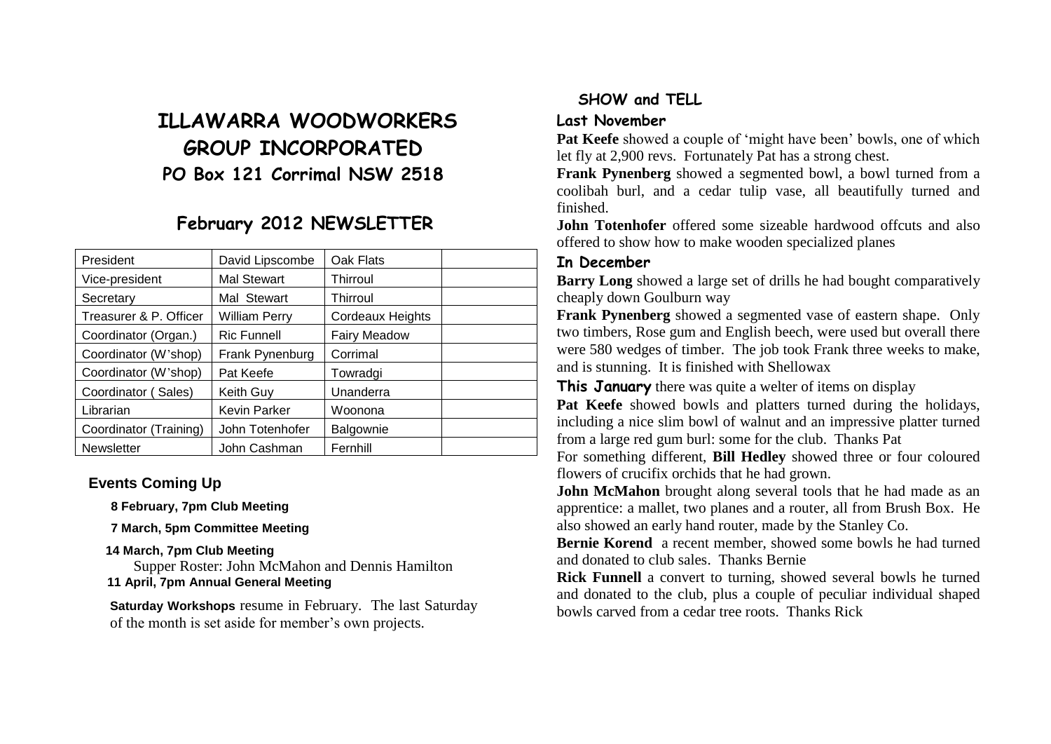# ILLAWARRA WOODWORKERS GROUP INCORPORATED

## PO Box 121 Corrimal NSW 2518

## February 2012 NEWSLETTER

| President | David Lipscombe | Oak Flats | |
|---|---|---|---|
| Vice-president | Mal Stewart | Thirroul | |
| Secretary | Mal Stewart | Thirroul | |
| Treasurer & P. Officer | William Perry | Cordeaux Heights | |
| Coordinator (Organ.) | Ric Funnell | Fairy Meadow | |
| Coordinator (W'shop) | Frank Pynenburg | Corrimal | |
| Coordinator (W'shop) | Pat Keefe | Towradgi | |
| Coordinator ( Sales) | Keith Guy | Unanderra | |
| Librarian | Kevin Parker | Woonona | |
| Coordinator (Training) | John Totenhofer | Balgownie | |
| Newsletter | John Cashman | Fernhill | |

### Events Coming Up

**8 February, 7pm Club Meeting**

**7 March, 5pm Committee Meeting**

**14 March, 7pm Club Meeting**
Supper Roster: John McMahon and Dennis Hamilton

**11 April, 7pm Annual General Meeting**

**Saturday Workshops** resume in February. The last Saturday of the month is set aside for member's own projects.

### SHOW and TELL

#### Last November

**Pat Keefe** showed a couple of 'might have been' bowls, one of which let fly at 2,900 revs. Fortunately Pat has a strong chest.

**Frank Pynenberg** showed a segmented bowl, a bowl turned from a coolibah burl, and a cedar tulip vase, all beautifully turned and finished.

**John Totenhofer** offered some sizeable hardwood offcuts and also offered to show how to make wooden specialized planes

#### In December

**Barry Long** showed a large set of drills he had bought comparatively cheaply down Goulburn way

**Frank Pynenberg** showed a segmented vase of eastern shape. Only two timbers, Rose gum and English beech, were used but overall there were 580 wedges of timber. The job took Frank three weeks to make, and is stunning. It is finished with Shellowax

**This January** there was quite a welter of items on display

**Pat Keefe** showed bowls and platters turned during the holidays, including a nice slim bowl of walnut and an impressive platter turned from a large red gum burl: some for the club. Thanks Pat

For something different, **Bill Hedley** showed three or four coloured flowers of crucifix orchids that he had grown.

**John McMahon** brought along several tools that he had made as an apprentice: a mallet, two planes and a router, all from Brush Box. He also showed an early hand router, made by the Stanley Co.

**Bernie Korend** a recent member, showed some bowls he had turned and donated to club sales. Thanks Bernie

**Rick Funnell** a convert to turning, showed several bowls he turned and donated to the club, plus a couple of peculiar individual shaped bowls carved from a cedar tree roots. Thanks Rick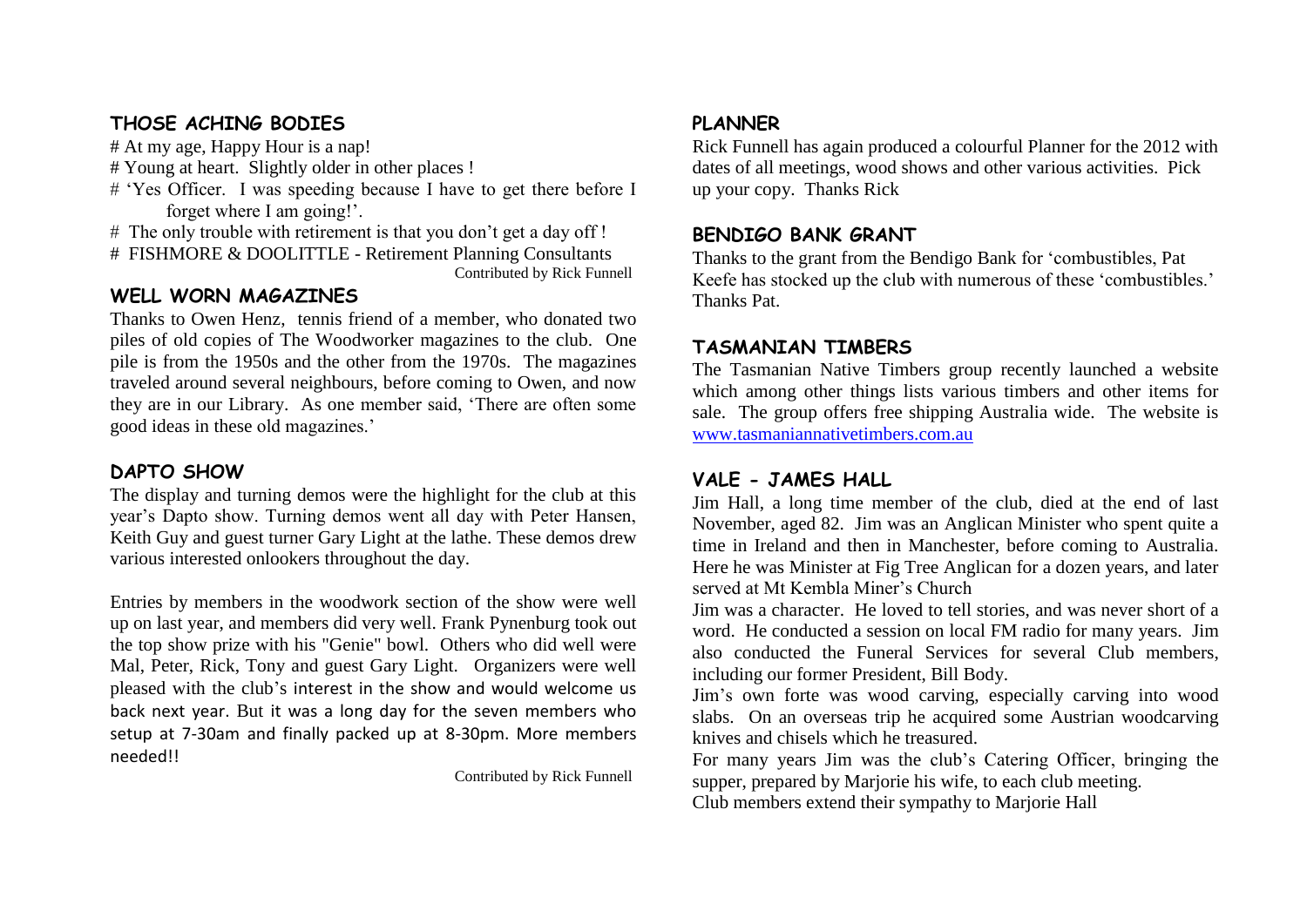## THOSE ACHING BODIES

# At my age, Happy Hour is a nap!

# Young at heart. Slightly older in other places !

# 'Yes Officer. I was speeding because I have to get there before I forget where I am going!'.

# The only trouble with retirement is that you don't get a day off !

# FISHMORE & DOOLITTLE - Retirement Planning Consultants

Contributed by Rick Funnell

## WELL WORN MAGAZINES

Thanks to Owen Henz, tennis friend of a member, who donated two piles of old copies of The Woodworker magazines to the club. One pile is from the 1950s and the other from the 1970s. The magazines traveled around several neighbours, before coming to Owen, and now they are in our Library. As one member said, 'There are often some good ideas in these old magazines.'

## DAPTO SHOW

The display and turning demos were the highlight for the club at this year's Dapto show. Turning demos went all day with Peter Hansen, Keith Guy and guest turner Gary Light at the lathe. These demos drew various interested onlookers throughout the day.

Entries by members in the woodwork section of the show were well up on last year, and members did very well. Frank Pynenburg took out the top show prize with his "Genie" bowl. Others who did well were Mal, Peter, Rick, Tony and guest Gary Light. Organizers were well pleased with the club's interest in the show and would welcome us back next year. But it was a long day for the seven members who setup at 7-30am and finally packed up at 8-30pm. More members needed!!

Contributed by Rick Funnell

## PLANNER

Rick Funnell has again produced a colourful Planner for the 2012 with dates of all meetings, wood shows and other various activities. Pick up your copy. Thanks Rick

## BENDIGO BANK GRANT

Thanks to the grant from the Bendigo Bank for 'combustibles, Pat Keefe has stocked up the club with numerous of these 'combustibles.' Thanks Pat.

## TASMANIAN TIMBERS

The Tasmanian Native Timbers group recently launched a website which among other things lists various timbers and other items for sale. The group offers free shipping Australia wide. The website is www.tasmaniannativetimbers.com.au

## VALE - JAMES HALL

Jim Hall, a long time member of the club, died at the end of last November, aged 82. Jim was an Anglican Minister who spent quite a time in Ireland and then in Manchester, before coming to Australia. Here he was Minister at Fig Tree Anglican for a dozen years, and later served at Mt Kembla Miner's Church

Jim was a character. He loved to tell stories, and was never short of a word. He conducted a session on local FM radio for many years. Jim also conducted the Funeral Services for several Club members, including our former President, Bill Body.

Jim's own forte was wood carving, especially carving into wood slabs. On an overseas trip he acquired some Austrian woodcarving knives and chisels which he treasured.

For many years Jim was the club's Catering Officer, bringing the supper, prepared by Marjorie his wife, to each club meeting.

Club members extend their sympathy to Marjorie Hall